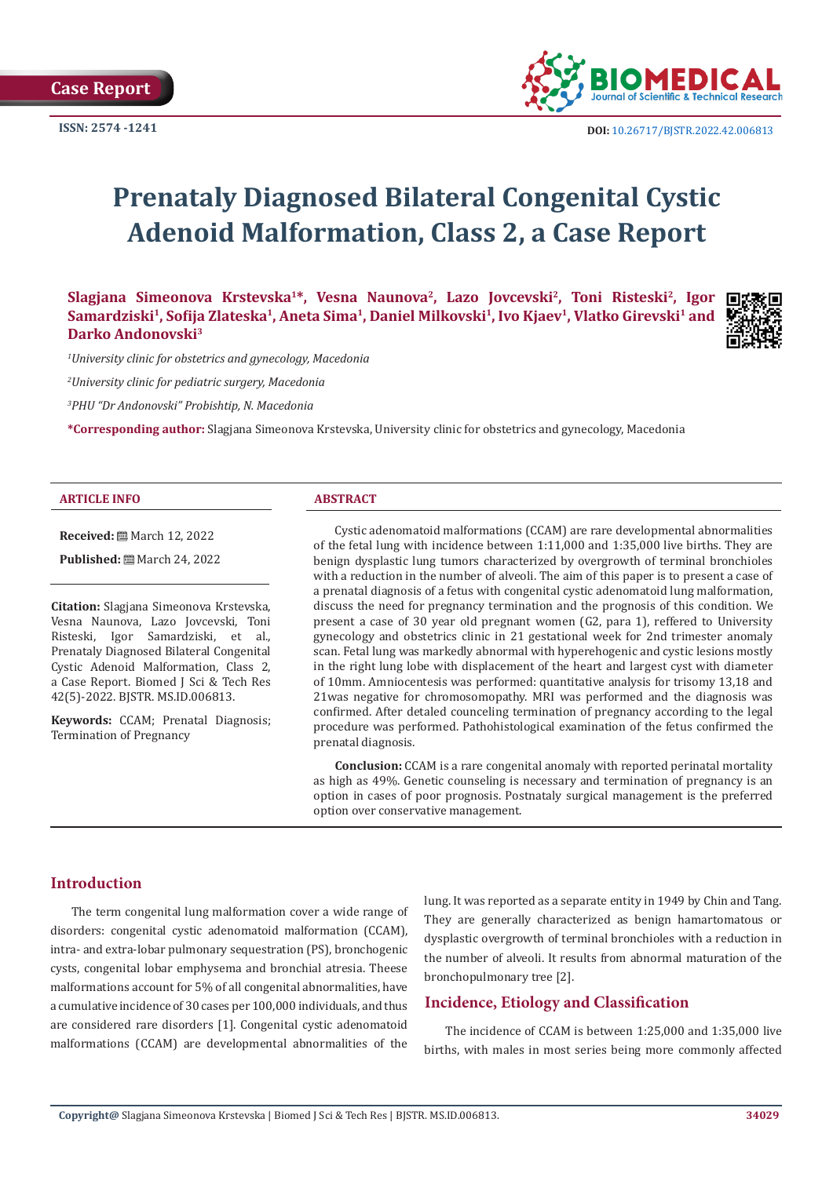Case Report

ISSN: 2574 -1241

DOI: 10.26717/BJSTR.2022.42.006813

# Prenataly Diagnosed Bilateral Congenital Cystic Adenoid Malformation, Class 2, a Case Report

**Slagjana Simeonova Krstevska[1]*, Vesna Naunova[2], Lazo Jovcevski[2], Toni Risteski[2], Igor Samardziski[1], Sofija Zlateska[1], Aneta Sima[1], Daniel Milkovski[1], Ivo Kjaev[1], Vlatko Girevski[1] and Darko Andonovski[3]**

*[1]University clinic for obstetrics and gynecology, Macedonia*

*[2]University clinic for pediatric surgery, Macedonia*

*[3]PHU "Dr Andonovski" Probishtip, N. Macedonia*

**\*Corresponding author:** Slagjana Simeonova Krstevska, University clinic for obstetrics and gynecology, Macedonia

## ARTICLE INFO

**Received:** March 12, 2022

**Published:** March 24, 2022

**Citation:** Slagjana Simeonova Krstevska, Vesna Naunova, Lazo Jovcevski, Toni Risteski, Igor Samardziski, et al., Prenataly Diagnosed Bilateral Congenital Cystic Adenoid Malformation, Class 2, a Case Report. Biomed J Sci & Tech Res 42(5)-2022. BJSTR. MS.ID.006813.

**Keywords:** CCAM; Prenatal Diagnosis; Termination of Pregnancy

## ABSTRACT

Cystic adenomatoid malformations (CCAM) are rare developmental abnormalities of the fetal lung with incidence between 1:11,000 and 1:35,000 live births. They are benign dysplastic lung tumors characterized by overgrowth of terminal bronchioles with a reduction in the number of alveoli. The aim of this paper is to present a case of a prenatal diagnosis of a fetus with congenital cystic adenomatoid lung malformation, discuss the need for pregnancy termination and the prognosis of this condition. We present a case of 30 year old pregnant women (G2, para 1), reffered to University gynecology and obstetrics clinic in 21 gestational week for 2nd trimester anomaly scan. Fetal lung was markedly abnormal with hyperehogenic and cystic lesions mostly in the right lung lobe with displacement of the heart and largest cyst with diameter of 10mm. Amniocentesis was performed: quantitative analysis for trisomy 13,18 and 21was negative for chromosomopathy. MRI was performed and the diagnosis was confirmed. After detaled counceling termination of pregnancy according to the legal procedure was performed. Pathohistological examination of the fetus confirmed the prenatal diagnosis.

**Conclusion:** CCAM is a rare congenital anomaly with reported perinatal mortality as high as 49%. Genetic counseling is necessary and termination of pregnancy is an option in cases of poor prognosis. Postnataly surgical management is the preferred option over conservative management.

## Introduction

The term congenital lung malformation cover a wide range of disorders: congenital cystic adenomatoid malformation (CCAM), intra- and extra-lobar pulmonary sequestration (PS), bronchogenic cysts, congenital lobar emphysema and bronchial atresia. Theese malformations account for 5% of all congenital abnormalities, have a cumulative incidence of 30 cases per 100,000 individuals, and thus are considered rare disorders [1]. Congenital cystic adenomatoid malformations (CCAM) are developmental abnormalities of the lung. It was reported as a separate entity in 1949 by Chin and Tang. They are generally characterized as benign hamartomatous or dysplastic overgrowth of terminal bronchioles with a reduction in the number of alveoli. It results from abnormal maturation of the bronchopulmonary tree [2].

## Incidence, Etiology and Classification

The incidence of CCAM is between 1:25,000 and 1:35,000 live births, with males in most series being more commonly affected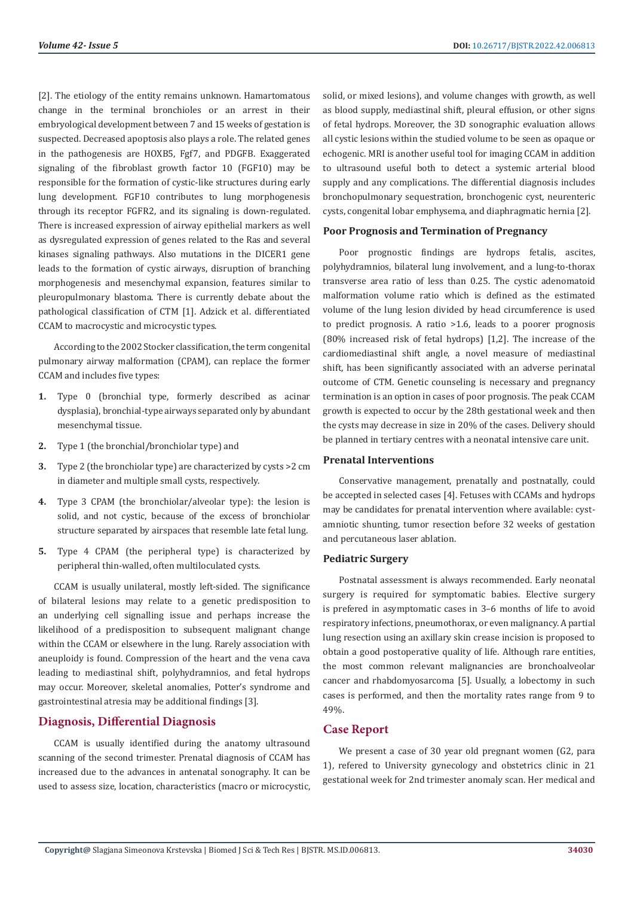[2]. The etiology of the entity remains unknown. Hamartomatous change in the terminal bronchioles or an arrest in their embryological development between 7 and 15 weeks of gestation is suspected. Decreased apoptosis also plays a role. The related genes in the pathogenesis are HOXB5, Fgf7, and PDGFB. Exaggerated signaling of the fibroblast growth factor 10 (FGF10) may be responsible for the formation of cystic-like structures during early lung development. FGF10 contributes to lung morphogenesis through its receptor FGFR2, and its signaling is down-regulated. There is increased expression of airway epithelial markers as well as dysregulated expression of genes related to the Ras and several kinases signaling pathways. Also mutations in the DICER1 gene leads to the formation of cystic airways, disruption of branching morphogenesis and mesenchymal expansion, features similar to pleuropulmonary blastoma. There is currently debate about the pathological classification of CTM [1]. Adzick et al. differentiated CCAM to macrocystic and microcystic types.

According to the 2002 Stocker classification, the term congenital pulmonary airway malformation (CPAM), can replace the former CCAM and includes five types:

1. Type 0 (bronchial type, formerly described as acinar dysplasia), bronchial-type airways separated only by abundant mesenchymal tissue.
2. Type 1 (the bronchial/bronchiolar type) and
3. Type 2 (the bronchiolar type) are characterized by cysts >2 cm in diameter and multiple small cysts, respectively.
4. Type 3 CPAM (the bronchiolar/alveolar type): the lesion is solid, and not cystic, because of the excess of bronchiolar structure separated by airspaces that resemble late fetal lung.
5. Type 4 CPAM (the peripheral type) is characterized by peripheral thin-walled, often multiloculated cysts.

CCAM is usually unilateral, mostly left-sided. The significance of bilateral lesions may relate to a genetic predisposition to an underlying cell signalling issue and perhaps increase the likelihood of a predisposition to subsequent malignant change within the CCAM or elsewhere in the lung. Rarely association with aneuploidy is found. Compression of the heart and the vena cava leading to mediastinal shift, polyhydramnios, and fetal hydrops may occur. Moreover, skeletal anomalies, Potter's syndrome and gastrointestinal atresia may be additional findings [3].

## Diagnosis, Differential Diagnosis

CCAM is usually identified during the anatomy ultrasound scanning of the second trimester. Prenatal diagnosis of CCAM has increased due to the advances in antenatal sonography. It can be used to assess size, location, characteristics (macro or microcystic, solid, or mixed lesions), and volume changes with growth, as well as blood supply, mediastinal shift, pleural effusion, or other signs of fetal hydrops. Moreover, the 3D sonographic evaluation allows all cystic lesions within the studied volume to be seen as opaque or echogenic. MRI is another useful tool for imaging CCAM in addition to ultrasound useful both to detect a systemic arterial blood supply and any complications. The differential diagnosis includes bronchopulmonary sequestration, bronchogenic cyst, neurenteric cysts, congenital lobar emphysema, and diaphragmatic hernia [2].

### Poor Prognosis and Termination of Pregnancy

Poor prognostic findings are hydrops fetalis, ascites, polyhydramnios, bilateral lung involvement, and a lung-to-thorax transverse area ratio of less than 0.25. The cystic adenomatoid malformation volume ratio which is defined as the estimated volume of the lung lesion divided by head circumference is used to predict prognosis. A ratio >1.6, leads to a poorer prognosis (80% increased risk of fetal hydrops) [1,2]. The increase of the cardiomediastinal shift angle, a novel measure of mediastinal shift, has been significantly associated with an adverse perinatal outcome of CTM. Genetic counseling is necessary and pregnancy termination is an option in cases of poor prognosis. The peak CCAM growth is expected to occur by the 28th gestational week and then the cysts may decrease in size in 20% of the cases. Delivery should be planned in tertiary centres with a neonatal intensive care unit.

### Prenatal Interventions

Conservative management, prenatally and postnatally, could be accepted in selected cases [4]. Fetuses with CCAMs and hydrops may be candidates for prenatal intervention where available: cyst-amniotic shunting, tumor resection before 32 weeks of gestation and percutaneous laser ablation.

### Pediatric Surgery

Postnatal assessment is always recommended. Early neonatal surgery is required for symptomatic babies. Elective surgery is prefered in asymptomatic cases in 3–6 months of life to avoid respiratory infections, pneumothorax, or even malignancy. A partial lung resection using an axillary skin crease incision is proposed to obtain a good postoperative quality of life. Although rare entities, the most common relevant malignancies are bronchoalveolar cancer and rhabdomyosarcoma [5]. Usually, a lobectomy in such cases is performed, and then the mortality rates range from 9 to 49%.

## Case Report

We present a case of 30 year old pregnant women (G2, para 1), refered to University gynecology and obstetrics clinic in 21 gestational week for 2nd trimester anomaly scan. Her medical and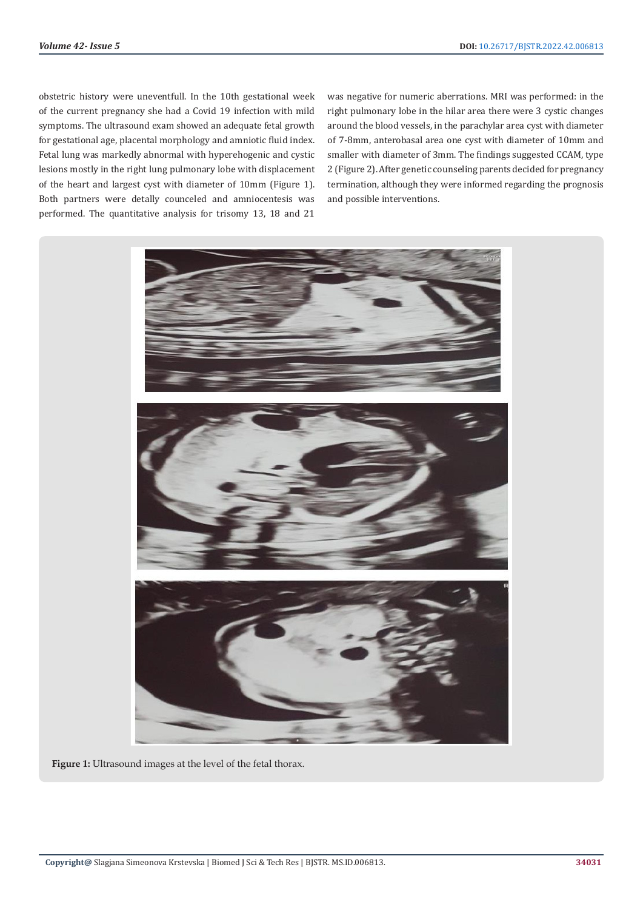obstetric history were uneventfull. In the 10th gestational week of the current pregnancy she had a Covid 19 infection with mild symptoms. The ultrasound exam showed an adequate fetal growth for gestational age, placental morphology and amniotic fluid index. Fetal lung was markedly abnormal with hyperehogenic and cystic lesions mostly in the right lung pulmonary lobe with displacement of the heart and largest cyst with diameter of 10mm (Figure 1). Both partners were detally counceled and amniocentesis was performed. The quantitative analysis for trisomy 13, 18 and 21 was negative for numeric aberrations. MRI was performed: in the right pulmonary lobe in the hilar area there were 3 cystic changes around the blood vessels, in the parachylar area cyst with diameter of 7-8mm, anterobasal area one cyst with diameter of 10mm and smaller with diameter of 3mm. The findings suggested CCAM, type 2 (Figure 2). After genetic counseling parents decided for pregnancy termination, although they were informed regarding the prognosis and possible interventions.

**Figure 1:** Ultrasound images at the level of the fetal thorax.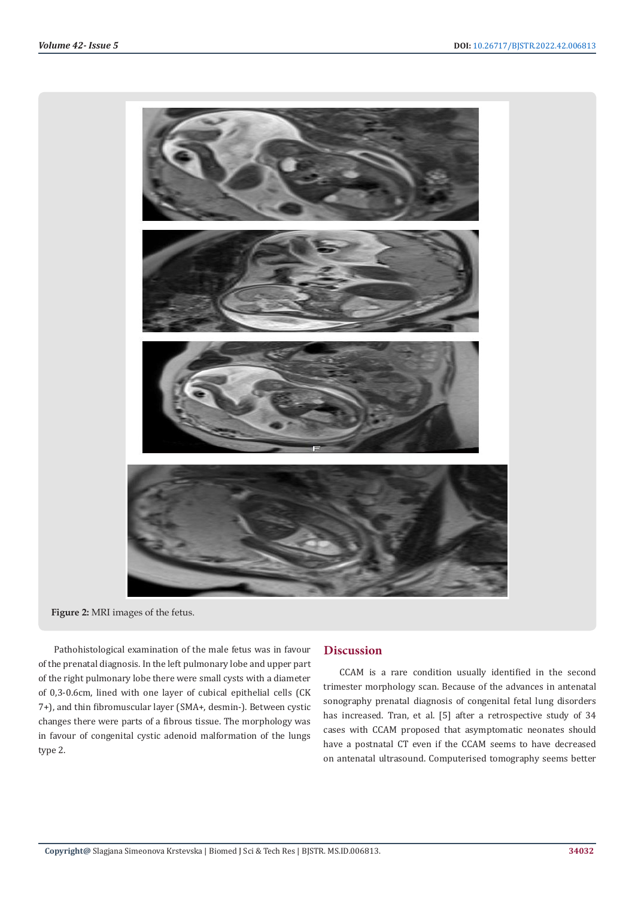Figure 2: MRI images of the fetus.

Pathohistological examination of the male fetus was in favour of the prenatal diagnosis. In the left pulmonary lobe and upper part of the right pulmonary lobe there were small cysts with a diameter of 0,3-0.6cm, lined with one layer of cubical epithelial cells (CK 7+), and thin fibromuscular layer (SMA+, desmin-). Between cystic changes there were parts of a fibrous tissue. The morphology was in favour of congenital cystic adenoid malformation of the lungs type 2.

## Discussion

CCAM is a rare condition usually identified in the second trimester morphology scan. Because of the advances in antenatal sonography prenatal diagnosis of congenital fetal lung disorders has increased. Tran, et al. [5] after a retrospective study of 34 cases with CCAM proposed that asymptomatic neonates should have a postnatal CT even if the CCAM seems to have decreased on antenatal ultrasound. Computerised tomography seems better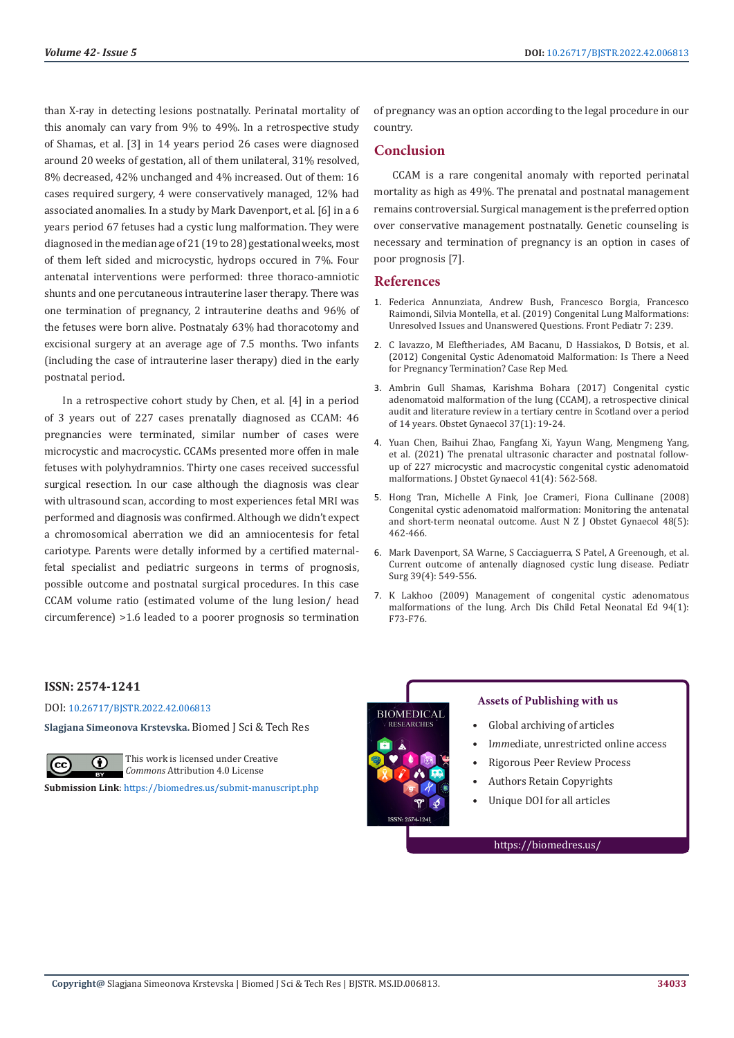than X-ray in detecting lesions postnatally. Perinatal mortality of this anomaly can vary from 9% to 49%. In a retrospective study of Shamas, et al. [3] in 14 years period 26 cases were diagnosed around 20 weeks of gestation, all of them unilateral, 31% resolved, 8% decreased, 42% unchanged and 4% increased. Out of them: 16 cases required surgery, 4 were conservatively managed, 12% had associated anomalies. In a study by Mark Davenport, et al. [6] in a 6 years period 67 fetuses had a cystic lung malformation. They were diagnosed in the median age of 21 (19 to 28) gestational weeks, most of them left sided and microcystic, hydrops occured in 7%. Four antenatal interventions were performed: three thoraco-amniotic shunts and one percutaneous intrauterine laser therapy. There was one termination of pregnancy, 2 intrauterine deaths and 96% of the fetuses were born alive. Postnataly 63% had thoracotomy and excisional surgery at an average age of 7.5 months. Two infants (including the case of intrauterine laser therapy) died in the early postnatal period.

In a retrospective cohort study by Chen, et al. [4] in a period of 3 years out of 227 cases prenatally diagnosed as CCAM: 46 pregnancies were terminated, similar number of cases were microcystic and macrocystic. CCAMs presented more offen in male fetuses with polyhydramnios. Thirty one cases received successful surgical resection. In our case although the diagnosis was clear with ultrasound scan, according to most experiences fetal MRI was performed and diagnosis was confirmed. Although we didn't expect a chromosomical aberration we did an amniocentesis for fetal cariotype. Parents were detally informed by a certified maternal-fetal specialist and pediatric surgeons in terms of prognosis, possible outcome and postnatal surgical procedures. In this case CCAM volume ratio (estimated volume of the lung lesion/ head circumference) >1.6 leaded to a poorer prognosis so termination of pregnancy was an option according to the legal procedure in our country.

## Conclusion

CCAM is a rare congenital anomaly with reported perinatal mortality as high as 49%. The prenatal and postnatal management remains controversial. Surgical management is the preferred option over conservative management postnatally. Genetic counseling is necessary and termination of pregnancy is an option in cases of poor prognosis [7].

## References

1. Federica Annunziata, Andrew Bush, Francesco Borgia, Francesco Raimondi, Silvia Montella, et al. (2019) Congenital Lung Malformations: Unresolved Issues and Unanswered Questions. Front Pediatr 7: 239.
2. C Iavazzo, M Eleftheriades, AM Bacanu, D Hassiakos, D Botsis, et al. (2012) Congenital Cystic Adenomatoid Malformation: Is There a Need for Pregnancy Termination? Case Rep Med.
3. Ambrin Gull Shamas, Karishma Bohara (2017) Congenital cystic adenomatoid malformation of the lung (CCAM), a retrospective clinical audit and literature review in a tertiary centre in Scotland over a period of 14 years. Obstet Gynaecol 37(1): 19-24.
4. Yuan Chen, Baihui Zhao, Fangfang Xi, Yayun Wang, Mengmeng Yang, et al. (2021) The prenatal ultrasonic character and postnatal follow-up of 227 microcystic and macrocystic congenital cystic adenomatoid malformations. J Obstet Gynaecol 41(4): 562-568.
5. Hong Tran, Michelle A Fink, Joe Crameri, Fiona Cullinane (2008) Congenital cystic adenomatoid malformation: Monitoring the antenatal and short-term neonatal outcome. Aust N Z J Obstet Gynaecol 48(5): 462-466.
6. Mark Davenport, SA Warne, S Cacciaguerra, S Patel, A Greenough, et al. Current outcome of antenally diagnosed cystic lung disease. Pediatr Surg 39(4): 549-556.
7. K Lakhoo (2009) Management of congenital cystic adenomatous malformations of the lung. Arch Dis Child Fetal Neonatal Ed 94(1): F73-F76.

**ISSN: 2574-1241**

DOI: 10.26717/BJSTR.2022.42.006813

**Slagjana Simeonova Krstevska.** Biomed J Sci & Tech Res

This work is licensed under Creative *Commons* Attribution 4.0 License

**Submission Link**: https://biomedres.us/submit-manuscript.php

**Assets of Publishing with us**

- Global archiving of articles
- Immediate, unrestricted online access
- Rigorous Peer Review Process
- Authors Retain Copyrights
- Unique DOI for all articles

https://biomedres.us/